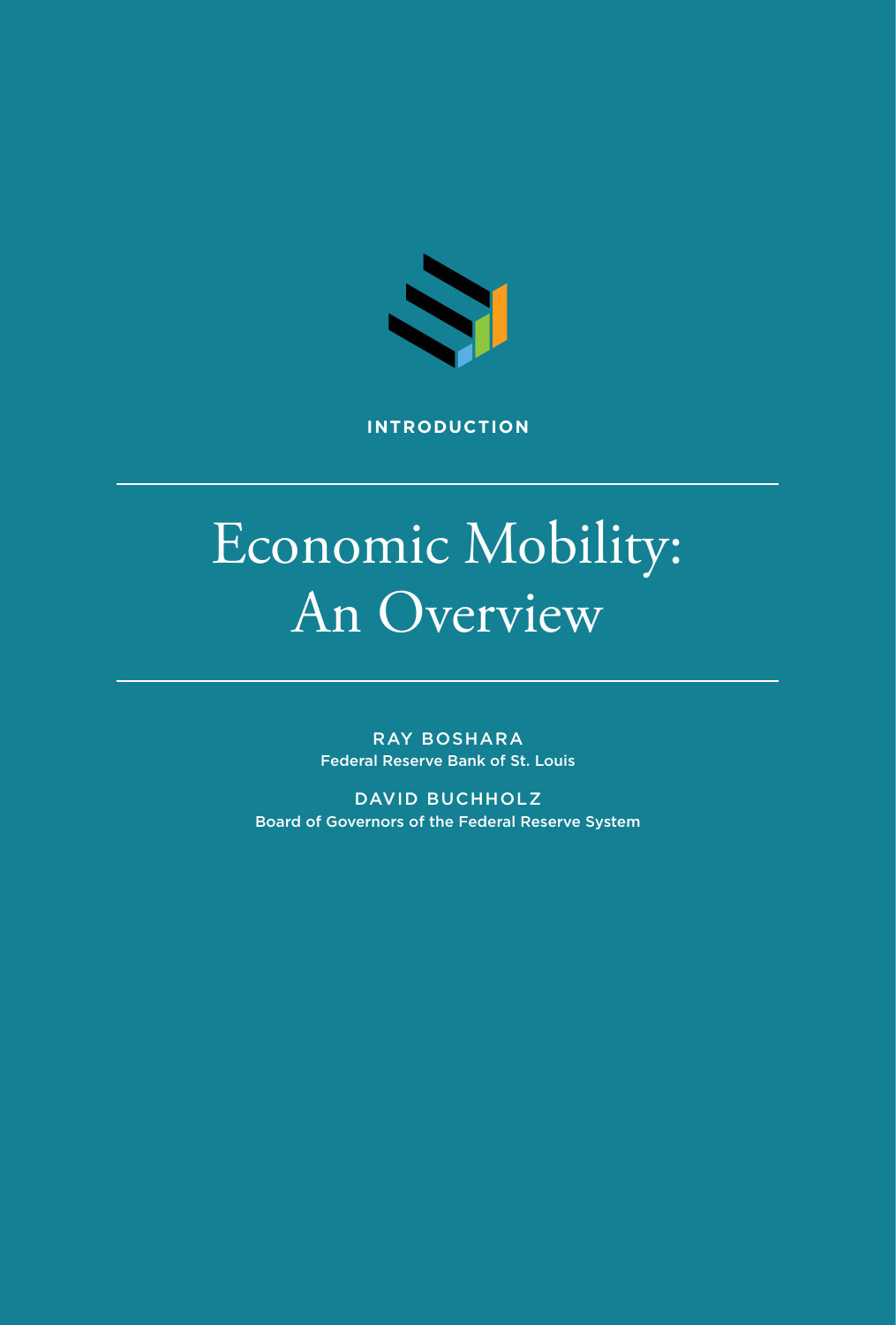INTRODUCTION

# Economic Mobility: An Overview

RAY BOSHARA
Federal Reserve Bank of St. Louis

DAVID BUCHHOLZ
Board of Governors of the Federal Reserve System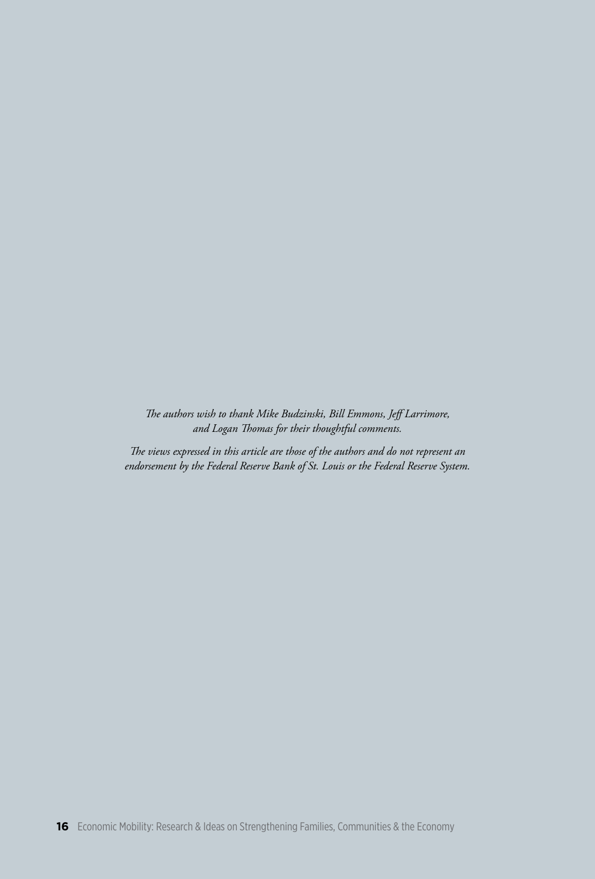*The authors wish to thank Mike Budzinski, Bill Emmons, Jeff Larrimore, and Logan Thomas for their thoughtful comments.*

*The views expressed in this article are those of the authors and do not represent an endorsement by the Federal Reserve Bank of St. Louis or the Federal Reserve System.*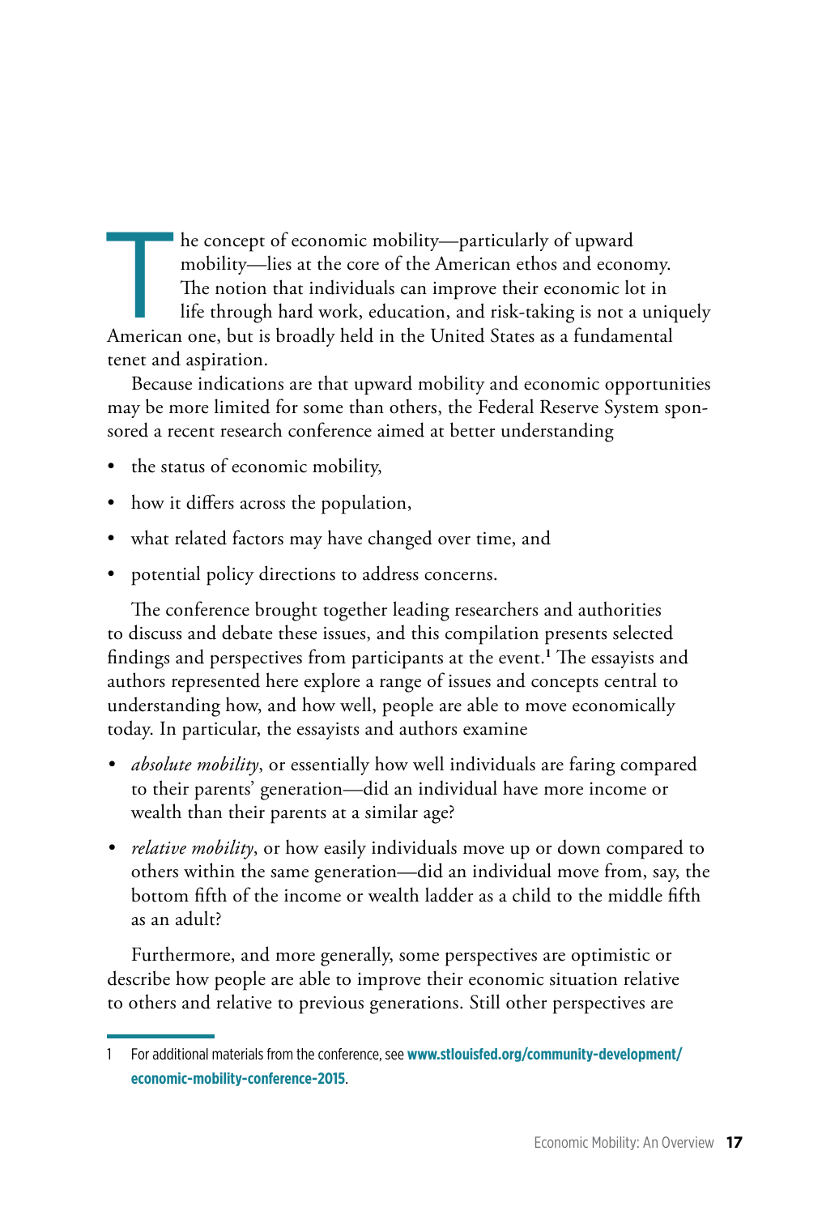The concept of economic mobility—particularly of upward mobility—lies at the core of the American ethos and economy. The notion that individuals can improve their economic lot in life through hard work, education, and risk-taking is not a uniquely American one, but is broadly held in the United States as a fundamental tenet and aspiration.

Because indications are that upward mobility and economic opportunities may be more limited for some than others, the Federal Reserve System sponsored a recent research conference aimed at better understanding

- the status of economic mobility,
- how it differs across the population,
- what related factors may have changed over time, and
- potential policy directions to address concerns.

The conference brought together leading researchers and authorities to discuss and debate these issues, and this compilation presents selected findings and perspectives from participants at the event.[1] The essayists and authors represented here explore a range of issues and concepts central to understanding how, and how well, people are able to move economically today. In particular, the essayists and authors examine

- *absolute mobility*, or essentially how well individuals are faring compared to their parents' generation—did an individual have more income or wealth than their parents at a similar age?
- *relative mobility*, or how easily individuals move up or down compared to others within the same generation—did an individual move from, say, the bottom fifth of the income or wealth ladder as a child to the middle fifth as an adult?

Furthermore, and more generally, some perspectives are optimistic or describe how people are able to improve their economic situation relative to others and relative to previous generations. Still other perspectives are

---

1 For additional materials from the conference, see **www.stlouisfed.org/community-development/economic-mobility-conference-2015**.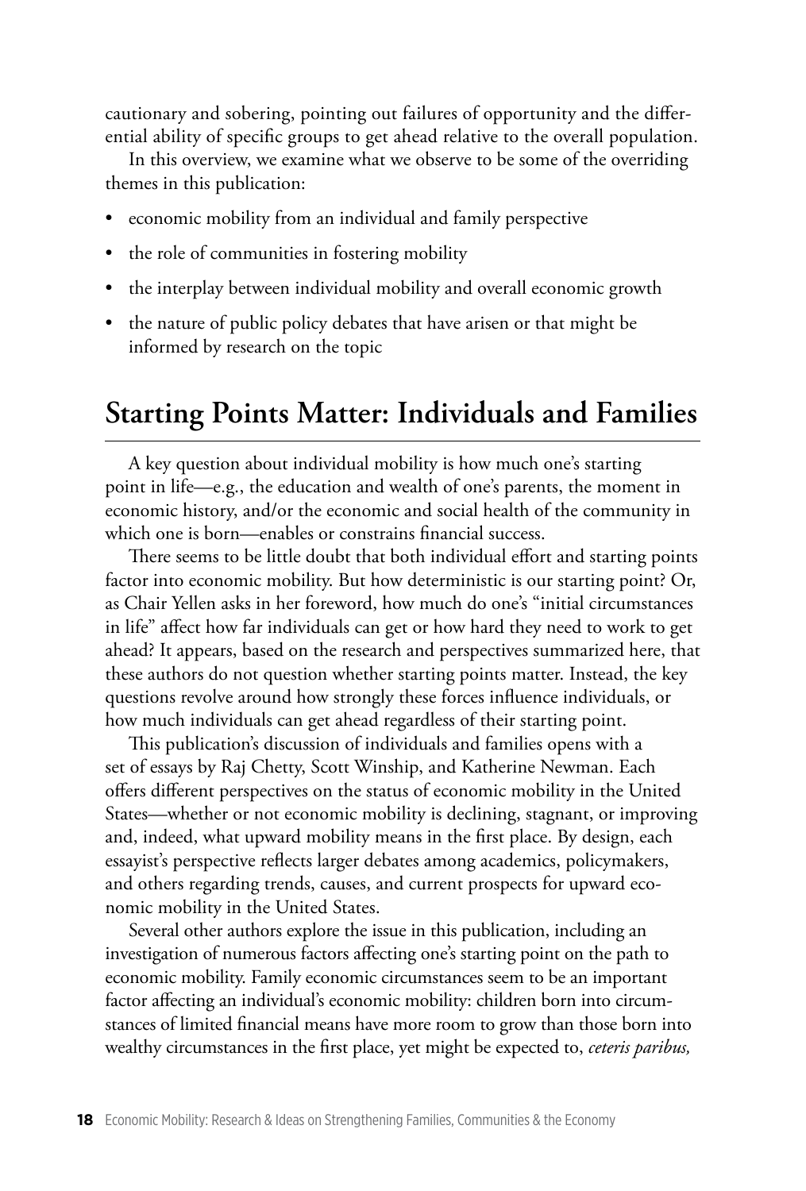cautionary and sobering, pointing out failures of opportunity and the differential ability of specific groups to get ahead relative to the overall population.

In this overview, we examine what we observe to be some of the overriding themes in this publication:

- economic mobility from an individual and family perspective
- the role of communities in fostering mobility
- the interplay between individual mobility and overall economic growth
- the nature of public policy debates that have arisen or that might be informed by research on the topic

## Starting Points Matter: Individuals and Families

A key question about individual mobility is how much one's starting point in life—e.g., the education and wealth of one's parents, the moment in economic history, and/or the economic and social health of the community in which one is born—enables or constrains financial success.

There seems to be little doubt that both individual effort and starting points factor into economic mobility. But how deterministic is our starting point? Or, as Chair Yellen asks in her foreword, how much do one's "initial circumstances in life" affect how far individuals can get or how hard they need to work to get ahead? It appears, based on the research and perspectives summarized here, that these authors do not question whether starting points matter. Instead, the key questions revolve around how strongly these forces influence individuals, or how much individuals can get ahead regardless of their starting point.

This publication's discussion of individuals and families opens with a set of essays by Raj Chetty, Scott Winship, and Katherine Newman. Each offers different perspectives on the status of economic mobility in the United States—whether or not economic mobility is declining, stagnant, or improving and, indeed, what upward mobility means in the first place. By design, each essayist's perspective reflects larger debates among academics, policymakers, and others regarding trends, causes, and current prospects for upward economic mobility in the United States.

Several other authors explore the issue in this publication, including an investigation of numerous factors affecting one's starting point on the path to economic mobility. Family economic circumstances seem to be an important factor affecting an individual's economic mobility: children born into circumstances of limited financial means have more room to grow than those born into wealthy circumstances in the first place, yet might be expected to, *ceteris paribus,*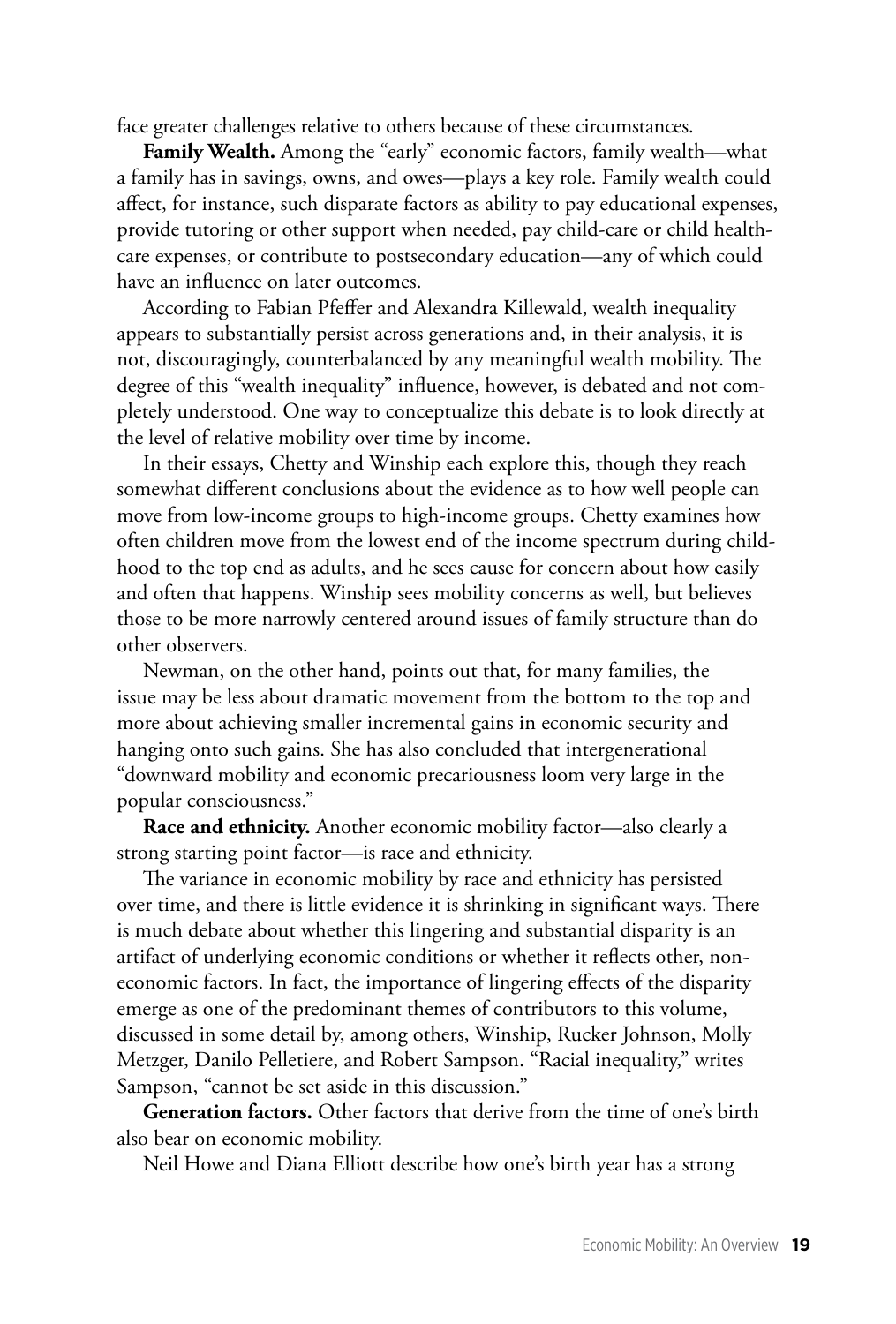face greater challenges relative to others because of these circumstances.

**Family Wealth.** Among the "early" economic factors, family wealth—what a family has in savings, owns, and owes—plays a key role. Family wealth could affect, for instance, such disparate factors as ability to pay educational expenses, provide tutoring or other support when needed, pay child-care or child health-care expenses, or contribute to postsecondary education—any of which could have an influence on later outcomes.

According to Fabian Pfeffer and Alexandra Killewald, wealth inequality appears to substantially persist across generations and, in their analysis, it is not, discouragingly, counterbalanced by any meaningful wealth mobility. The degree of this "wealth inequality" influence, however, is debated and not completely understood. One way to conceptualize this debate is to look directly at the level of relative mobility over time by income.

In their essays, Chetty and Winship each explore this, though they reach somewhat different conclusions about the evidence as to how well people can move from low-income groups to high-income groups. Chetty examines how often children move from the lowest end of the income spectrum during childhood to the top end as adults, and he sees cause for concern about how easily and often that happens. Winship sees mobility concerns as well, but believes those to be more narrowly centered around issues of family structure than do other observers.

Newman, on the other hand, points out that, for many families, the issue may be less about dramatic movement from the bottom to the top and more about achieving smaller incremental gains in economic security and hanging onto such gains. She has also concluded that intergenerational "downward mobility and economic precariousness loom very large in the popular consciousness."

**Race and ethnicity.** Another economic mobility factor—also clearly a strong starting point factor—is race and ethnicity.

The variance in economic mobility by race and ethnicity has persisted over time, and there is little evidence it is shrinking in significant ways. There is much debate about whether this lingering and substantial disparity is an artifact of underlying economic conditions or whether it reflects other, non-economic factors. In fact, the importance of lingering effects of the disparity emerge as one of the predominant themes of contributors to this volume, discussed in some detail by, among others, Winship, Rucker Johnson, Molly Metzger, Danilo Pelletiere, and Robert Sampson. "Racial inequality," writes Sampson, "cannot be set aside in this discussion."

**Generation factors.** Other factors that derive from the time of one's birth also bear on economic mobility.

Neil Howe and Diana Elliott describe how one's birth year has a strong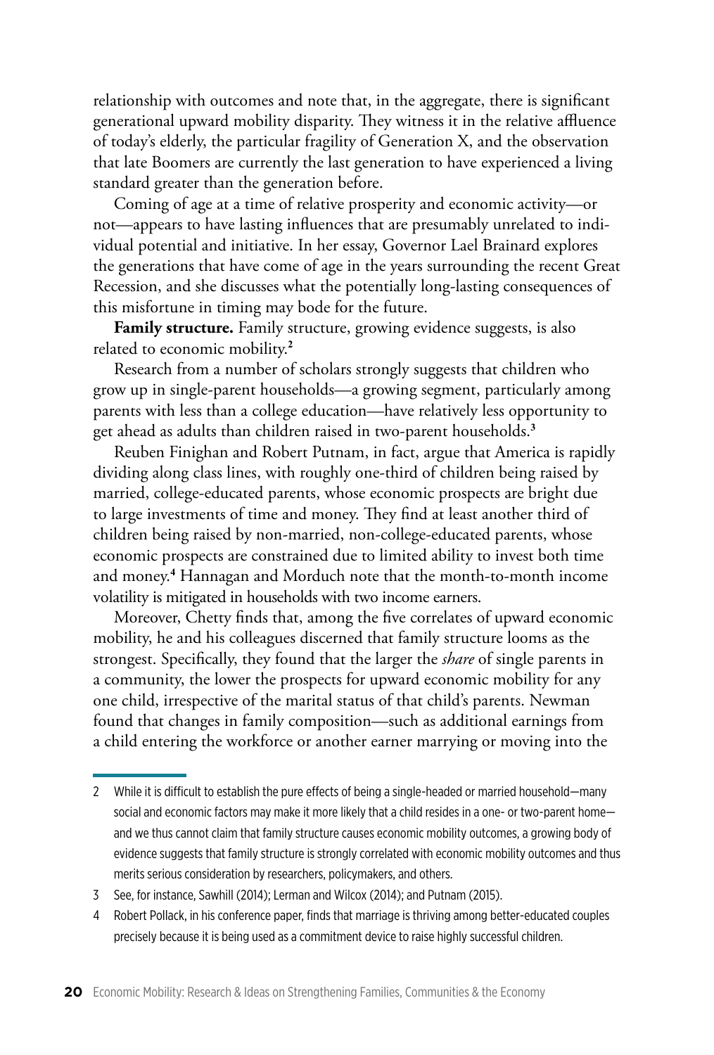relationship with outcomes and note that, in the aggregate, there is significant generational upward mobility disparity. They witness it in the relative affluence of today's elderly, the particular fragility of Generation X, and the observation that late Boomers are currently the last generation to have experienced a living standard greater than the generation before.

Coming of age at a time of relative prosperity and economic activity—or not—appears to have lasting influences that are presumably unrelated to individual potential and initiative. In her essay, Governor Lael Brainard explores the generations that have come of age in the years surrounding the recent Great Recession, and she discusses what the potentially long-lasting consequences of this misfortune in timing may bode for the future.

**Family structure.** Family structure, growing evidence suggests, is also related to economic mobility.[2]

Research from a number of scholars strongly suggests that children who grow up in single-parent households—a growing segment, particularly among parents with less than a college education—have relatively less opportunity to get ahead as adults than children raised in two-parent households.[3]

Reuben Finighan and Robert Putnam, in fact, argue that America is rapidly dividing along class lines, with roughly one-third of children being raised by married, college-educated parents, whose economic prospects are bright due to large investments of time and money. They find at least another third of children being raised by non-married, non-college-educated parents, whose economic prospects are constrained due to limited ability to invest both time and money.[4] Hannagan and Morduch note that the month-to-month income volatility is mitigated in households with two income earners.

Moreover, Chetty finds that, among the five correlates of upward economic mobility, he and his colleagues discerned that family structure looms as the strongest. Specifically, they found that the larger the *share* of single parents in a community, the lower the prospects for upward economic mobility for any one child, irrespective of the marital status of that child's parents. Newman found that changes in family composition—such as additional earnings from a child entering the workforce or another earner marrying or moving into the

---

2 While it is difficult to establish the pure effects of being a single-headed or married household—many social and economic factors may make it more likely that a child resides in a one- or two-parent home—and we thus cannot claim that family structure causes economic mobility outcomes, a growing body of evidence suggests that family structure is strongly correlated with economic mobility outcomes and thus merits serious consideration by researchers, policymakers, and others.

3 See, for instance, Sawhill (2014); Lerman and Wilcox (2014); and Putnam (2015).

4 Robert Pollack, in his conference paper, finds that marriage is thriving among better-educated couples precisely because it is being used as a commitment device to raise highly successful children.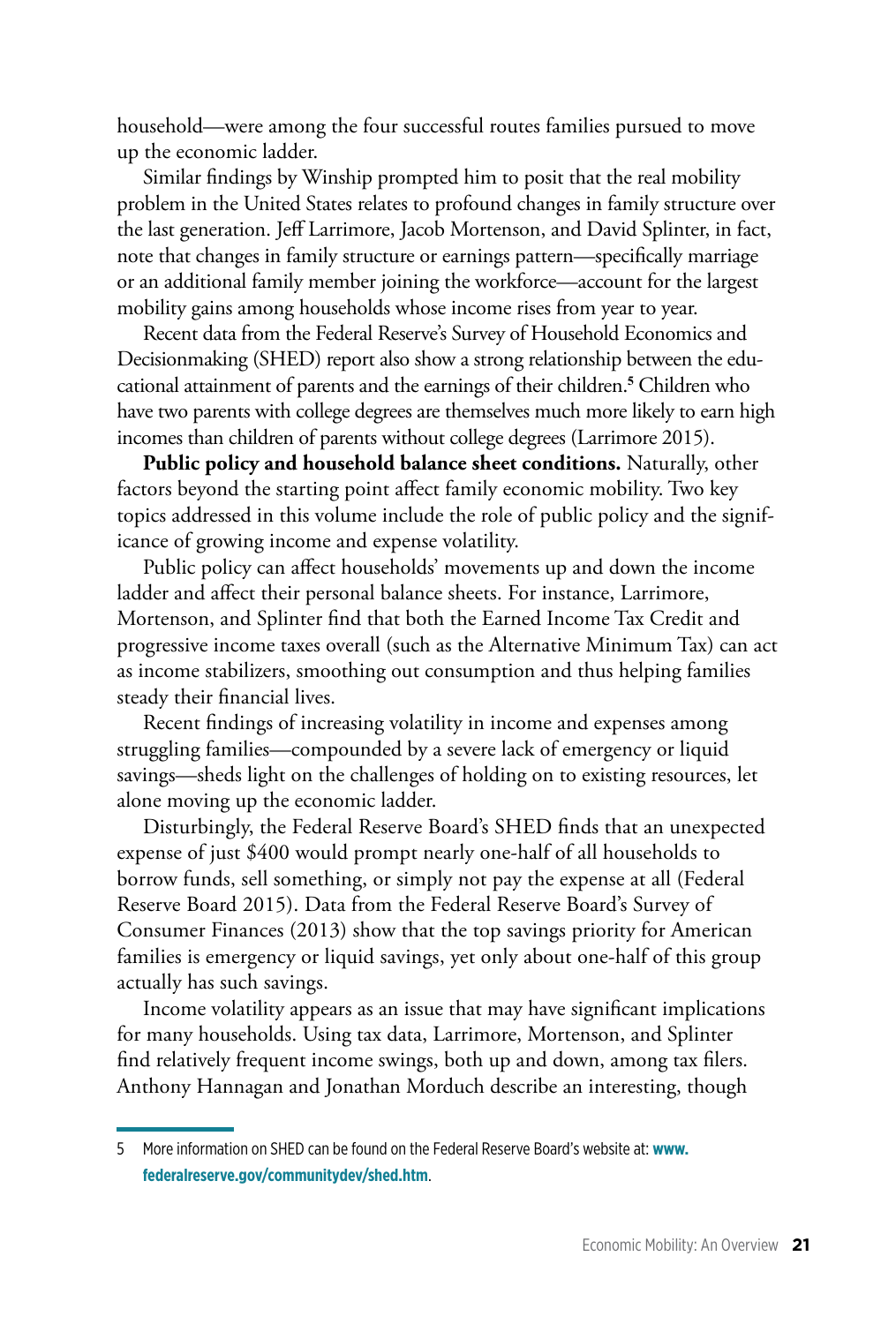household—were among the four successful routes families pursued to move up the economic ladder.

Similar findings by Winship prompted him to posit that the real mobility problem in the United States relates to profound changes in family structure over the last generation. Jeff Larrimore, Jacob Mortenson, and David Splinter, in fact, note that changes in family structure or earnings pattern—specifically marriage or an additional family member joining the workforce—account for the largest mobility gains among households whose income rises from year to year.

Recent data from the Federal Reserve's Survey of Household Economics and Decisionmaking (SHED) report also show a strong relationship between the educational attainment of parents and the earnings of their children.[5] Children who have two parents with college degrees are themselves much more likely to earn high incomes than children of parents without college degrees (Larrimore 2015).

**Public policy and household balance sheet conditions.** Naturally, other factors beyond the starting point affect family economic mobility. Two key topics addressed in this volume include the role of public policy and the significance of growing income and expense volatility.

Public policy can affect households' movements up and down the income ladder and affect their personal balance sheets. For instance, Larrimore, Mortenson, and Splinter find that both the Earned Income Tax Credit and progressive income taxes overall (such as the Alternative Minimum Tax) can act as income stabilizers, smoothing out consumption and thus helping families steady their financial lives.

Recent findings of increasing volatility in income and expenses among struggling families—compounded by a severe lack of emergency or liquid savings—sheds light on the challenges of holding on to existing resources, let alone moving up the economic ladder.

Disturbingly, the Federal Reserve Board's SHED finds that an unexpected expense of just $400 would prompt nearly one-half of all households to borrow funds, sell something, or simply not pay the expense at all (Federal Reserve Board 2015). Data from the Federal Reserve Board's Survey of Consumer Finances (2013) show that the top savings priority for American families is emergency or liquid savings, yet only about one-half of this group actually has such savings.

Income volatility appears as an issue that may have significant implications for many households. Using tax data, Larrimore, Mortenson, and Splinter find relatively frequent income swings, both up and down, among tax filers. Anthony Hannagan and Jonathan Morduch describe an interesting, though

---

5 More information on SHED can be found on the Federal Reserve Board's website at: **www.federalreserve.gov/communitydev/shed.htm**.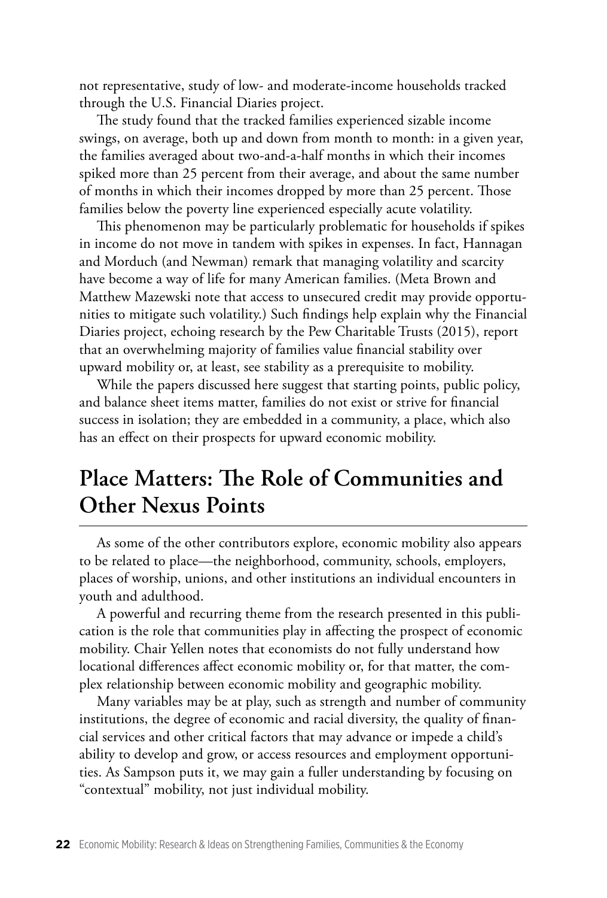not representative, study of low- and moderate-income households tracked through the U.S. Financial Diaries project.

The study found that the tracked families experienced sizable income swings, on average, both up and down from month to month: in a given year, the families averaged about two-and-a-half months in which their incomes spiked more than 25 percent from their average, and about the same number of months in which their incomes dropped by more than 25 percent. Those families below the poverty line experienced especially acute volatility.

This phenomenon may be particularly problematic for households if spikes in income do not move in tandem with spikes in expenses. In fact, Hannagan and Morduch (and Newman) remark that managing volatility and scarcity have become a way of life for many American families. (Meta Brown and Matthew Mazewski note that access to unsecured credit may provide opportunities to mitigate such volatility.) Such findings help explain why the Financial Diaries project, echoing research by the Pew Charitable Trusts (2015), report that an overwhelming majority of families value financial stability over upward mobility or, at least, see stability as a prerequisite to mobility.

While the papers discussed here suggest that starting points, public policy, and balance sheet items matter, families do not exist or strive for financial success in isolation; they are embedded in a community, a place, which also has an effect on their prospects for upward economic mobility.

## Place Matters: The Role of Communities and Other Nexus Points

As some of the other contributors explore, economic mobility also appears to be related to place—the neighborhood, community, schools, employers, places of worship, unions, and other institutions an individual encounters in youth and adulthood.

A powerful and recurring theme from the research presented in this publication is the role that communities play in affecting the prospect of economic mobility. Chair Yellen notes that economists do not fully understand how locational differences affect economic mobility or, for that matter, the complex relationship between economic mobility and geographic mobility.

Many variables may be at play, such as strength and number of community institutions, the degree of economic and racial diversity, the quality of financial services and other critical factors that may advance or impede a child's ability to develop and grow, or access resources and employment opportunities. As Sampson puts it, we may gain a fuller understanding by focusing on "contextual" mobility, not just individual mobility.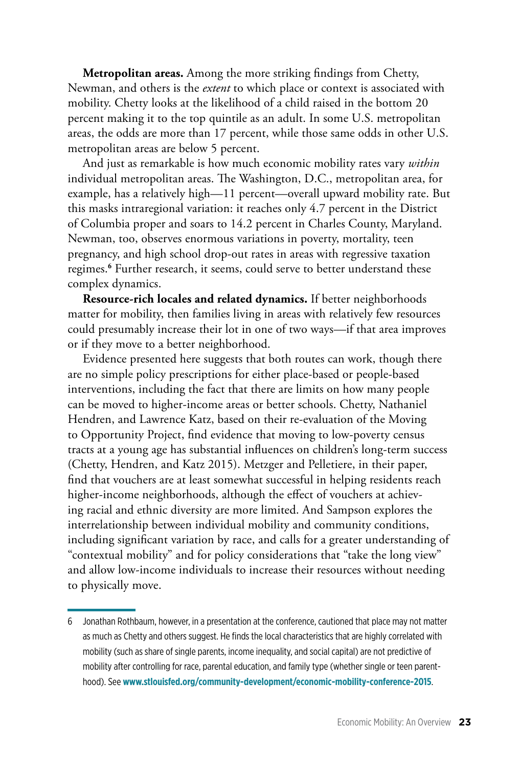**Metropolitan areas.** Among the more striking findings from Chetty, Newman, and others is the *extent* to which place or context is associated with mobility. Chetty looks at the likelihood of a child raised in the bottom 20 percent making it to the top quintile as an adult. In some U.S. metropolitan areas, the odds are more than 17 percent, while those same odds in other U.S. metropolitan areas are below 5 percent.

And just as remarkable is how much economic mobility rates vary *within* individual metropolitan areas. The Washington, D.C., metropolitan area, for example, has a relatively high—11 percent—overall upward mobility rate. But this masks intraregional variation: it reaches only 4.7 percent in the District of Columbia proper and soars to 14.2 percent in Charles County, Maryland. Newman, too, observes enormous variations in poverty, mortality, teen pregnancy, and high school drop-out rates in areas with regressive taxation regimes.[6] Further research, it seems, could serve to better understand these complex dynamics.

**Resource-rich locales and related dynamics.** If better neighborhoods matter for mobility, then families living in areas with relatively few resources could presumably increase their lot in one of two ways—if that area improves or if they move to a better neighborhood.

Evidence presented here suggests that both routes can work, though there are no simple policy prescriptions for either place-based or people-based interventions, including the fact that there are limits on how many people can be moved to higher-income areas or better schools. Chetty, Nathaniel Hendren, and Lawrence Katz, based on their re-evaluation of the Moving to Opportunity Project, find evidence that moving to low-poverty census tracts at a young age has substantial influences on children's long-term success (Chetty, Hendren, and Katz 2015). Metzger and Pelletiere, in their paper, find that vouchers are at least somewhat successful in helping residents reach higher-income neighborhoods, although the effect of vouchers at achieving racial and ethnic diversity are more limited. And Sampson explores the interrelationship between individual mobility and community conditions, including significant variation by race, and calls for a greater understanding of "contextual mobility" and for policy considerations that "take the long view" and allow low-income individuals to increase their resources without needing to physically move.

---

6 Jonathan Rothbaum, however, in a presentation at the conference, cautioned that place may not matter as much as Chetty and others suggest. He finds the local characteristics that are highly correlated with mobility (such as share of single parents, income inequality, and social capital) are not predictive of mobility after controlling for race, parental education, and family type (whether single or teen parenthood). See **www.stlouisfed.org/community-development/economic-mobility-conference-2015**.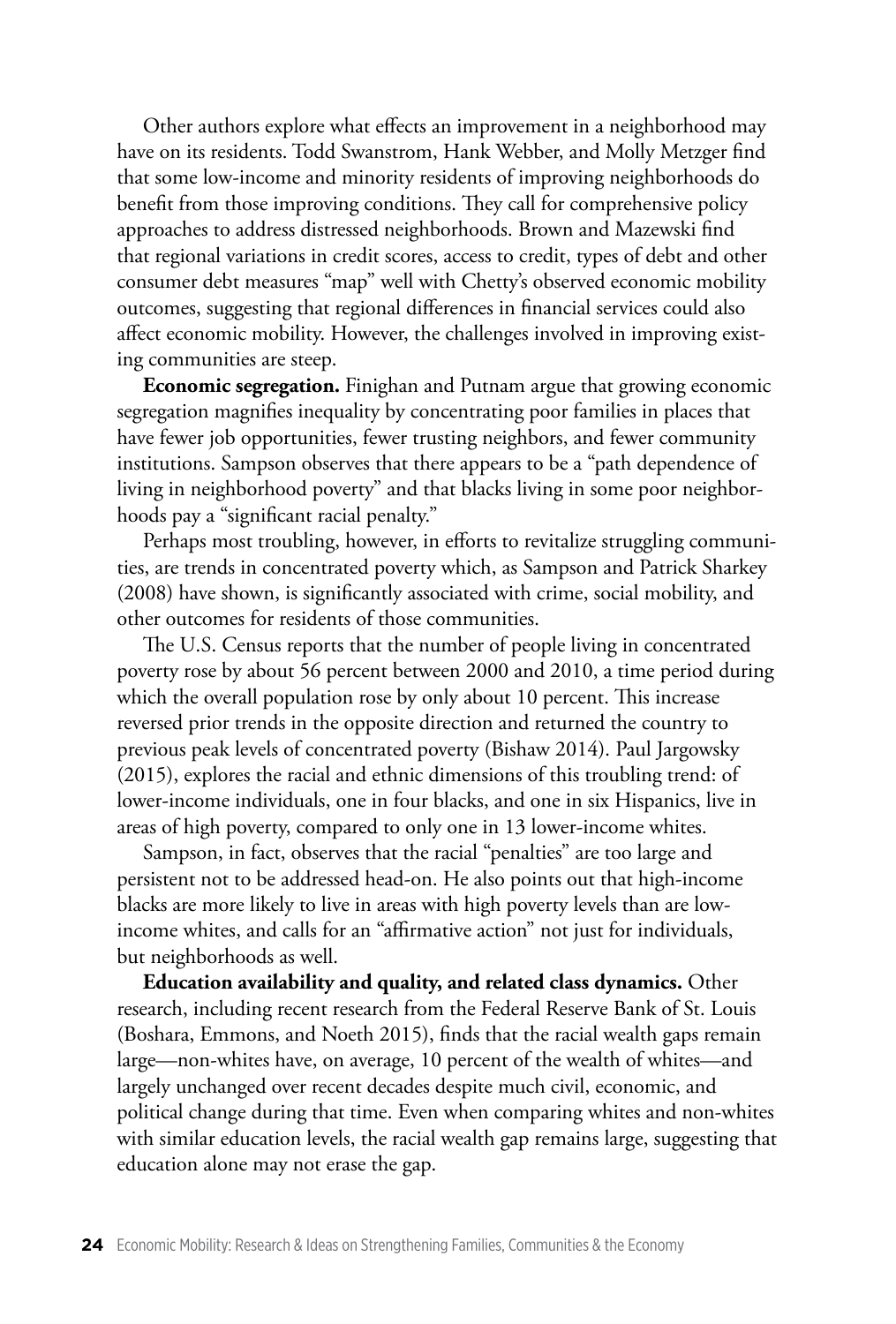Other authors explore what effects an improvement in a neighborhood may have on its residents. Todd Swanstrom, Hank Webber, and Molly Metzger find that some low-income and minority residents of improving neighborhoods do benefit from those improving conditions. They call for comprehensive policy approaches to address distressed neighborhoods. Brown and Mazewski find that regional variations in credit scores, access to credit, types of debt and other consumer debt measures "map" well with Chetty's observed economic mobility outcomes, suggesting that regional differences in financial services could also affect economic mobility. However, the challenges involved in improving existing communities are steep.

**Economic segregation.** Finighan and Putnam argue that growing economic segregation magnifies inequality by concentrating poor families in places that have fewer job opportunities, fewer trusting neighbors, and fewer community institutions. Sampson observes that there appears to be a "path dependence of living in neighborhood poverty" and that blacks living in some poor neighborhoods pay a "significant racial penalty."

Perhaps most troubling, however, in efforts to revitalize struggling communities, are trends in concentrated poverty which, as Sampson and Patrick Sharkey (2008) have shown, is significantly associated with crime, social mobility, and other outcomes for residents of those communities.

The U.S. Census reports that the number of people living in concentrated poverty rose by about 56 percent between 2000 and 2010, a time period during which the overall population rose by only about 10 percent. This increase reversed prior trends in the opposite direction and returned the country to previous peak levels of concentrated poverty (Bishaw 2014). Paul Jargowsky (2015), explores the racial and ethnic dimensions of this troubling trend: of lower-income individuals, one in four blacks, and one in six Hispanics, live in areas of high poverty, compared to only one in 13 lower-income whites.

Sampson, in fact, observes that the racial "penalties" are too large and persistent not to be addressed head-on. He also points out that high-income blacks are more likely to live in areas with high poverty levels than are low-income whites, and calls for an "affirmative action" not just for individuals, but neighborhoods as well.

**Education availability and quality, and related class dynamics.** Other research, including recent research from the Federal Reserve Bank of St. Louis (Boshara, Emmons, and Noeth 2015), finds that the racial wealth gaps remain large—non-whites have, on average, 10 percent of the wealth of whites—and largely unchanged over recent decades despite much civil, economic, and political change during that time. Even when comparing whites and non-whites with similar education levels, the racial wealth gap remains large, suggesting that education alone may not erase the gap.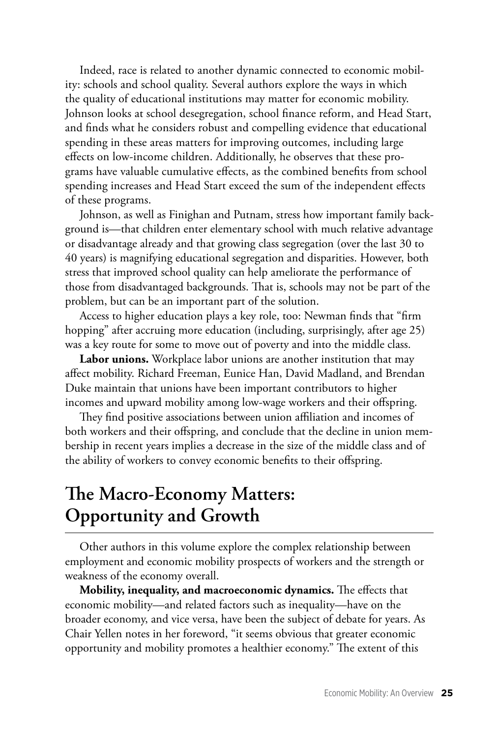Indeed, race is related to another dynamic connected to economic mobility: schools and school quality. Several authors explore the ways in which the quality of educational institutions may matter for economic mobility. Johnson looks at school desegregation, school finance reform, and Head Start, and finds what he considers robust and compelling evidence that educational spending in these areas matters for improving outcomes, including large effects on low-income children. Additionally, he observes that these programs have valuable cumulative effects, as the combined benefits from school spending increases and Head Start exceed the sum of the independent effects of these programs.

Johnson, as well as Finighan and Putnam, stress how important family background is—that children enter elementary school with much relative advantage or disadvantage already and that growing class segregation (over the last 30 to 40 years) is magnifying educational segregation and disparities. However, both stress that improved school quality can help ameliorate the performance of those from disadvantaged backgrounds. That is, schools may not be part of the problem, but can be an important part of the solution.

Access to higher education plays a key role, too: Newman finds that "firm hopping" after accruing more education (including, surprisingly, after age 25) was a key route for some to move out of poverty and into the middle class.

**Labor unions.** Workplace labor unions are another institution that may affect mobility. Richard Freeman, Eunice Han, David Madland, and Brendan Duke maintain that unions have been important contributors to higher incomes and upward mobility among low-wage workers and their offspring.

They find positive associations between union affiliation and incomes of both workers and their offspring, and conclude that the decline in union membership in recent years implies a decrease in the size of the middle class and of the ability of workers to convey economic benefits to their offspring.

## The Macro-Economy Matters: Opportunity and Growth

Other authors in this volume explore the complex relationship between employment and economic mobility prospects of workers and the strength or weakness of the economy overall.

**Mobility, inequality, and macroeconomic dynamics.** The effects that economic mobility—and related factors such as inequality—have on the broader economy, and vice versa, have been the subject of debate for years. As Chair Yellen notes in her foreword, "it seems obvious that greater economic opportunity and mobility promotes a healthier economy." The extent of this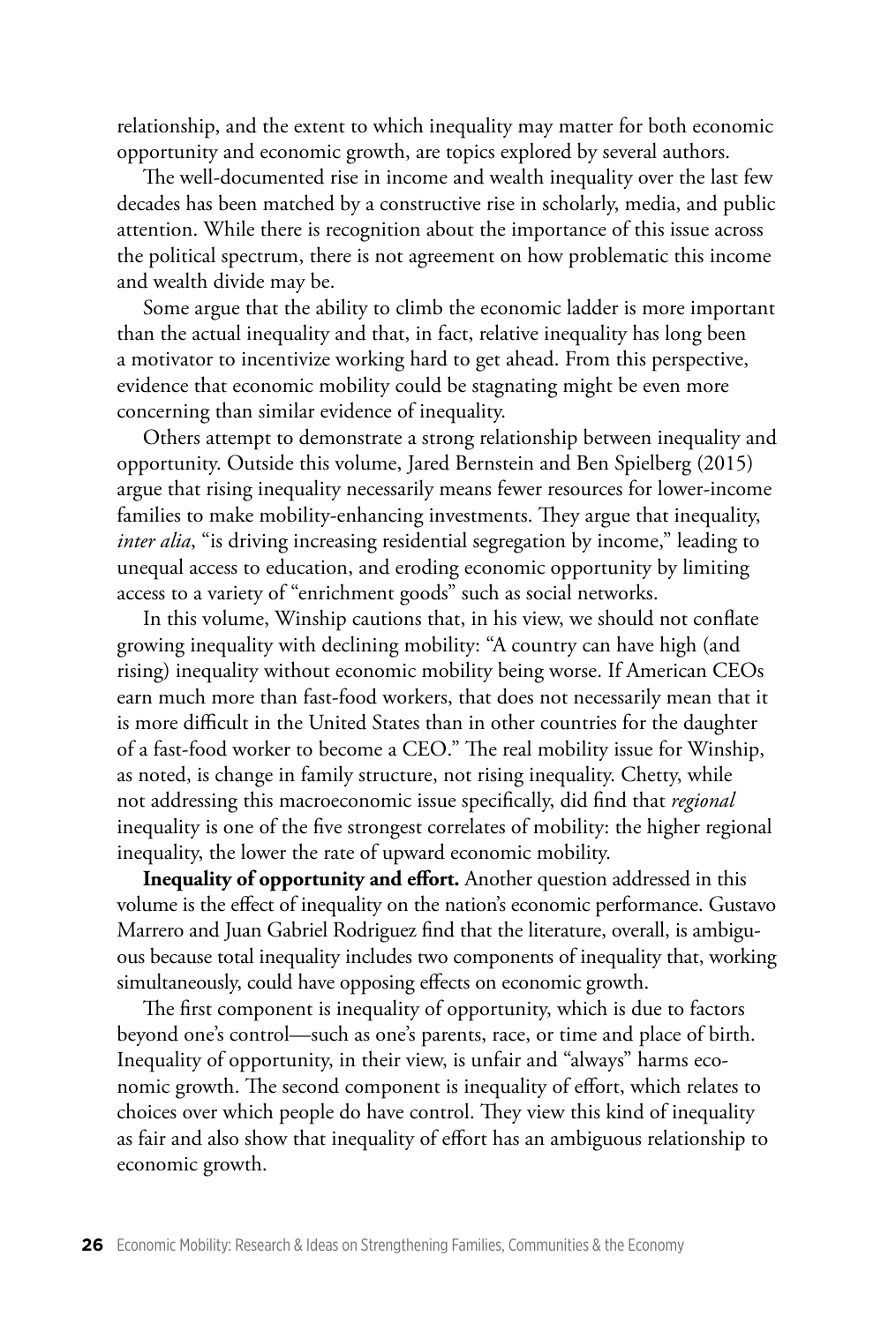relationship, and the extent to which inequality may matter for both economic opportunity and economic growth, are topics explored by several authors.

The well-documented rise in income and wealth inequality over the last few decades has been matched by a constructive rise in scholarly, media, and public attention. While there is recognition about the importance of this issue across the political spectrum, there is not agreement on how problematic this income and wealth divide may be.

Some argue that the ability to climb the economic ladder is more important than the actual inequality and that, in fact, relative inequality has long been a motivator to incentivize working hard to get ahead. From this perspective, evidence that economic mobility could be stagnating might be even more concerning than similar evidence of inequality.

Others attempt to demonstrate a strong relationship between inequality and opportunity. Outside this volume, Jared Bernstein and Ben Spielberg (2015) argue that rising inequality necessarily means fewer resources for lower-income families to make mobility-enhancing investments. They argue that inequality, *inter alia*, "is driving increasing residential segregation by income," leading to unequal access to education, and eroding economic opportunity by limiting access to a variety of "enrichment goods" such as social networks.

In this volume, Winship cautions that, in his view, we should not conflate growing inequality with declining mobility: "A country can have high (and rising) inequality without economic mobility being worse. If American CEOs earn much more than fast-food workers, that does not necessarily mean that it is more difficult in the United States than in other countries for the daughter of a fast-food worker to become a CEO." The real mobility issue for Winship, as noted, is change in family structure, not rising inequality. Chetty, while not addressing this macroeconomic issue specifically, did find that *regional* inequality is one of the five strongest correlates of mobility: the higher regional inequality, the lower the rate of upward economic mobility.

**Inequality of opportunity and effort.** Another question addressed in this volume is the effect of inequality on the nation's economic performance. Gustavo Marrero and Juan Gabriel Rodriguez find that the literature, overall, is ambiguous because total inequality includes two components of inequality that, working simultaneously, could have opposing effects on economic growth.

The first component is inequality of opportunity, which is due to factors beyond one's control—such as one's parents, race, or time and place of birth. Inequality of opportunity, in their view, is unfair and "always" harms economic growth. The second component is inequality of effort, which relates to choices over which people do have control. They view this kind of inequality as fair and also show that inequality of effort has an ambiguous relationship to economic growth.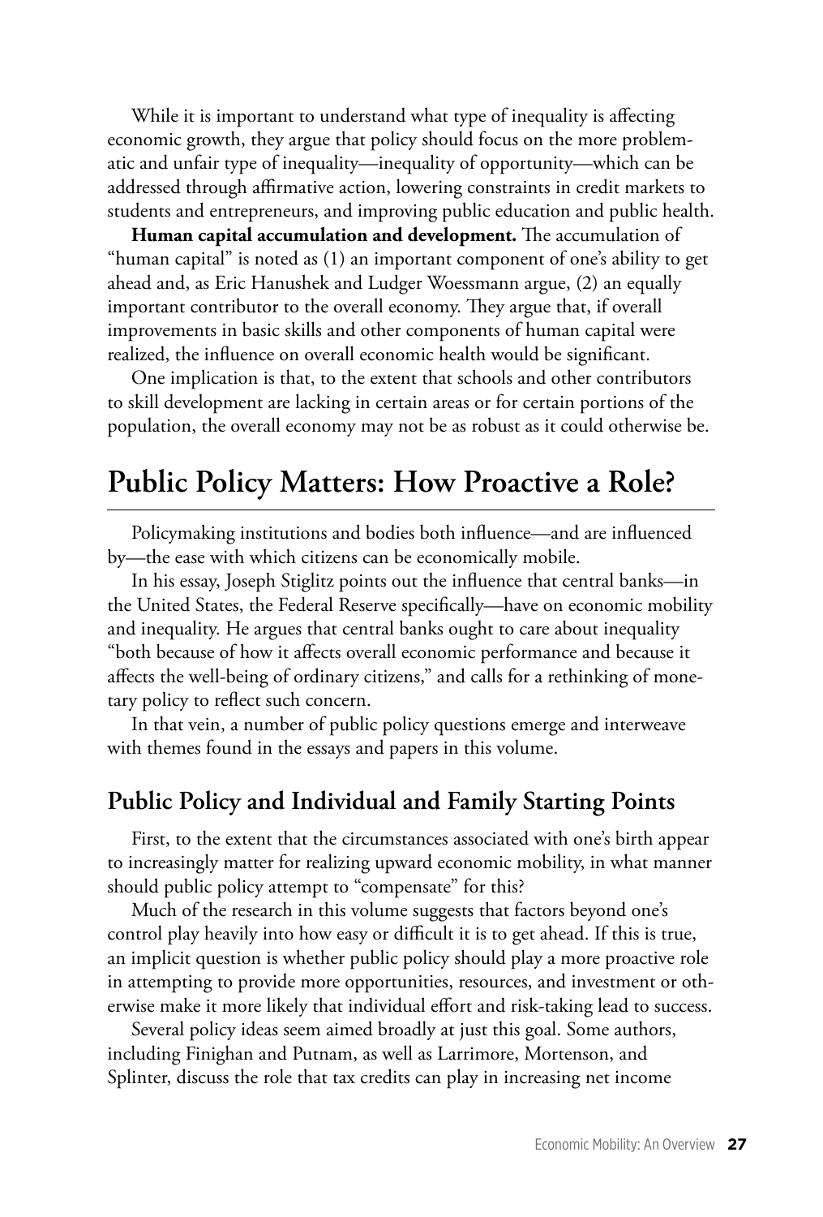While it is important to understand what type of inequality is affecting economic growth, they argue that policy should focus on the more problematic and unfair type of inequality—inequality of opportunity—which can be addressed through affirmative action, lowering constraints in credit markets to students and entrepreneurs, and improving public education and public health.

**Human capital accumulation and development.** The accumulation of "human capital" is noted as (1) an important component of one's ability to get ahead and, as Eric Hanushek and Ludger Woessmann argue, (2) an equally important contributor to the overall economy. They argue that, if overall improvements in basic skills and other components of human capital were realized, the influence on overall economic health would be significant.

One implication is that, to the extent that schools and other contributors to skill development are lacking in certain areas or for certain portions of the population, the overall economy may not be as robust as it could otherwise be.

## Public Policy Matters: How Proactive a Role?

Policymaking institutions and bodies both influence—and are influenced by—the ease with which citizens can be economically mobile.

In his essay, Joseph Stiglitz points out the influence that central banks—in the United States, the Federal Reserve specifically—have on economic mobility and inequality. He argues that central banks ought to care about inequality "both because of how it affects overall economic performance and because it affects the well-being of ordinary citizens," and calls for a rethinking of monetary policy to reflect such concern.

In that vein, a number of public policy questions emerge and interweave with themes found in the essays and papers in this volume.

### Public Policy and Individual and Family Starting Points

First, to the extent that the circumstances associated with one's birth appear to increasingly matter for realizing upward economic mobility, in what manner should public policy attempt to "compensate" for this?

Much of the research in this volume suggests that factors beyond one's control play heavily into how easy or difficult it is to get ahead. If this is true, an implicit question is whether public policy should play a more proactive role in attempting to provide more opportunities, resources, and investment or otherwise make it more likely that individual effort and risk-taking lead to success.

Several policy ideas seem aimed broadly at just this goal. Some authors, including Finighan and Putnam, as well as Larrimore, Mortenson, and Splinter, discuss the role that tax credits can play in increasing net income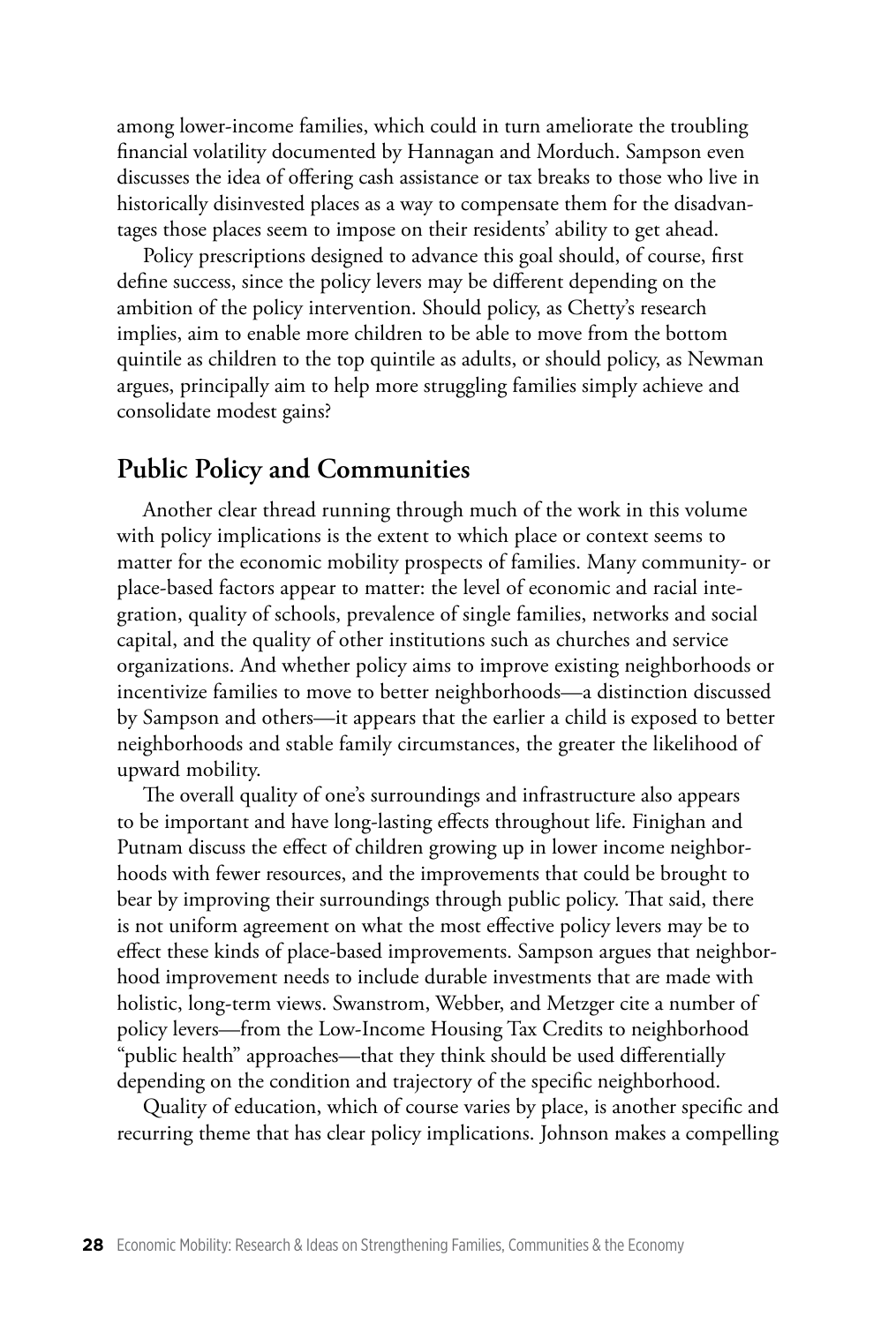among lower-income families, which could in turn ameliorate the troubling financial volatility documented by Hannagan and Morduch. Sampson even discusses the idea of offering cash assistance or tax breaks to those who live in historically disinvested places as a way to compensate them for the disadvantages those places seem to impose on their residents' ability to get ahead.

Policy prescriptions designed to advance this goal should, of course, first define success, since the policy levers may be different depending on the ambition of the policy intervention. Should policy, as Chetty's research implies, aim to enable more children to be able to move from the bottom quintile as children to the top quintile as adults, or should policy, as Newman argues, principally aim to help more struggling families simply achieve and consolidate modest gains?

## Public Policy and Communities

Another clear thread running through much of the work in this volume with policy implications is the extent to which place or context seems to matter for the economic mobility prospects of families. Many community- or place-based factors appear to matter: the level of economic and racial integration, quality of schools, prevalence of single families, networks and social capital, and the quality of other institutions such as churches and service organizations. And whether policy aims to improve existing neighborhoods or incentivize families to move to better neighborhoods—a distinction discussed by Sampson and others—it appears that the earlier a child is exposed to better neighborhoods and stable family circumstances, the greater the likelihood of upward mobility.

The overall quality of one's surroundings and infrastructure also appears to be important and have long-lasting effects throughout life. Finighan and Putnam discuss the effect of children growing up in lower income neighborhoods with fewer resources, and the improvements that could be brought to bear by improving their surroundings through public policy. That said, there is not uniform agreement on what the most effective policy levers may be to effect these kinds of place-based improvements. Sampson argues that neighborhood improvement needs to include durable investments that are made with holistic, long-term views. Swanstrom, Webber, and Metzger cite a number of policy levers—from the Low-Income Housing Tax Credits to neighborhood "public health" approaches—that they think should be used differentially depending on the condition and trajectory of the specific neighborhood.

Quality of education, which of course varies by place, is another specific and recurring theme that has clear policy implications. Johnson makes a compelling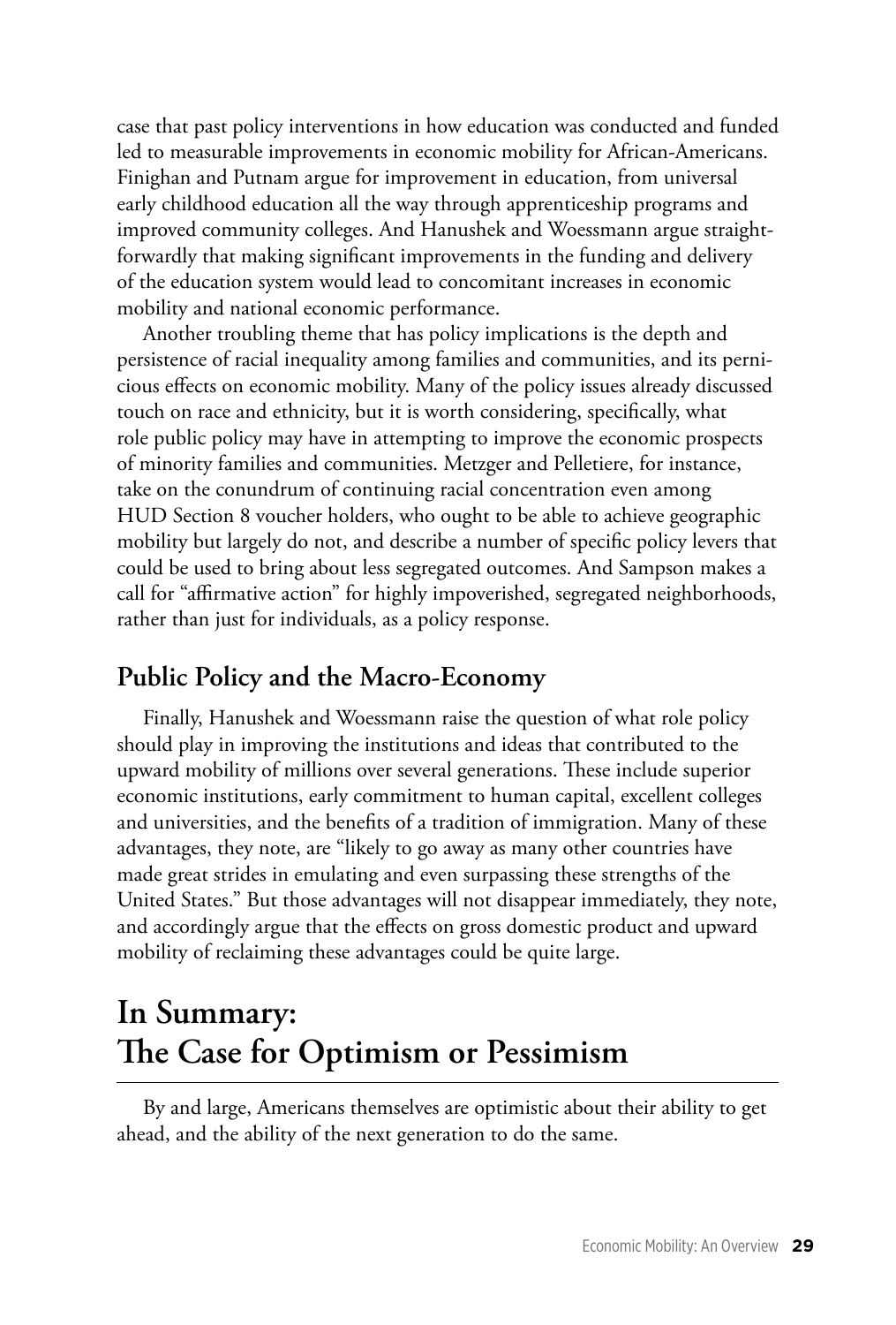case that past policy interventions in how education was conducted and funded led to measurable improvements in economic mobility for African-Americans. Finighan and Putnam argue for improvement in education, from universal early childhood education all the way through apprenticeship programs and improved community colleges. And Hanushek and Woessmann argue straightforwardly that making significant improvements in the funding and delivery of the education system would lead to concomitant increases in economic mobility and national economic performance.

Another troubling theme that has policy implications is the depth and persistence of racial inequality among families and communities, and its pernicious effects on economic mobility. Many of the policy issues already discussed touch on race and ethnicity, but it is worth considering, specifically, what role public policy may have in attempting to improve the economic prospects of minority families and communities. Metzger and Pelletiere, for instance, take on the conundrum of continuing racial concentration even among HUD Section 8 voucher holders, who ought to be able to achieve geographic mobility but largely do not, and describe a number of specific policy levers that could be used to bring about less segregated outcomes. And Sampson makes a call for "affirmative action" for highly impoverished, segregated neighborhoods, rather than just for individuals, as a policy response.

### Public Policy and the Macro-Economy

Finally, Hanushek and Woessmann raise the question of what role policy should play in improving the institutions and ideas that contributed to the upward mobility of millions over several generations. These include superior economic institutions, early commitment to human capital, excellent colleges and universities, and the benefits of a tradition of immigration. Many of these advantages, they note, are "likely to go away as many other countries have made great strides in emulating and even surpassing these strengths of the United States." But those advantages will not disappear immediately, they note, and accordingly argue that the effects on gross domestic product and upward mobility of reclaiming these advantages could be quite large.

## In Summary: The Case for Optimism or Pessimism

By and large, Americans themselves are optimistic about their ability to get ahead, and the ability of the next generation to do the same.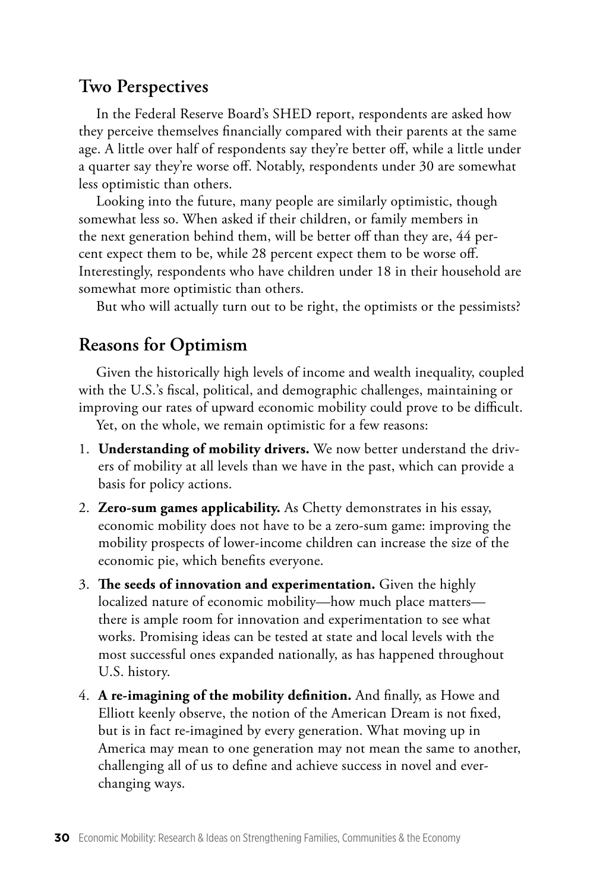## Two Perspectives

In the Federal Reserve Board's SHED report, respondents are asked how they perceive themselves financially compared with their parents at the same age. A little over half of respondents say they're better off, while a little under a quarter say they're worse off. Notably, respondents under 30 are somewhat less optimistic than others.

Looking into the future, many people are similarly optimistic, though somewhat less so. When asked if their children, or family members in the next generation behind them, will be better off than they are, 44 percent expect them to be, while 28 percent expect them to be worse off. Interestingly, respondents who have children under 18 in their household are somewhat more optimistic than others.

But who will actually turn out to be right, the optimists or the pessimists?

## Reasons for Optimism

Given the historically high levels of income and wealth inequality, coupled with the U.S.'s fiscal, political, and demographic challenges, maintaining or improving our rates of upward economic mobility could prove to be difficult.

Yet, on the whole, we remain optimistic for a few reasons:

1. **Understanding of mobility drivers.** We now better understand the drivers of mobility at all levels than we have in the past, which can provide a basis for policy actions.
2. **Zero-sum games applicability.** As Chetty demonstrates in his essay, economic mobility does not have to be a zero-sum game: improving the mobility prospects of lower-income children can increase the size of the economic pie, which benefits everyone.
3. **The seeds of innovation and experimentation.** Given the highly localized nature of economic mobility—how much place matters—there is ample room for innovation and experimentation to see what works. Promising ideas can be tested at state and local levels with the most successful ones expanded nationally, as has happened throughout U.S. history.
4. **A re-imagining of the mobility definition.** And finally, as Howe and Elliott keenly observe, the notion of the American Dream is not fixed, but is in fact re-imagined by every generation. What moving up in America may mean to one generation may not mean the same to another, challenging all of us to define and achieve success in novel and ever-changing ways.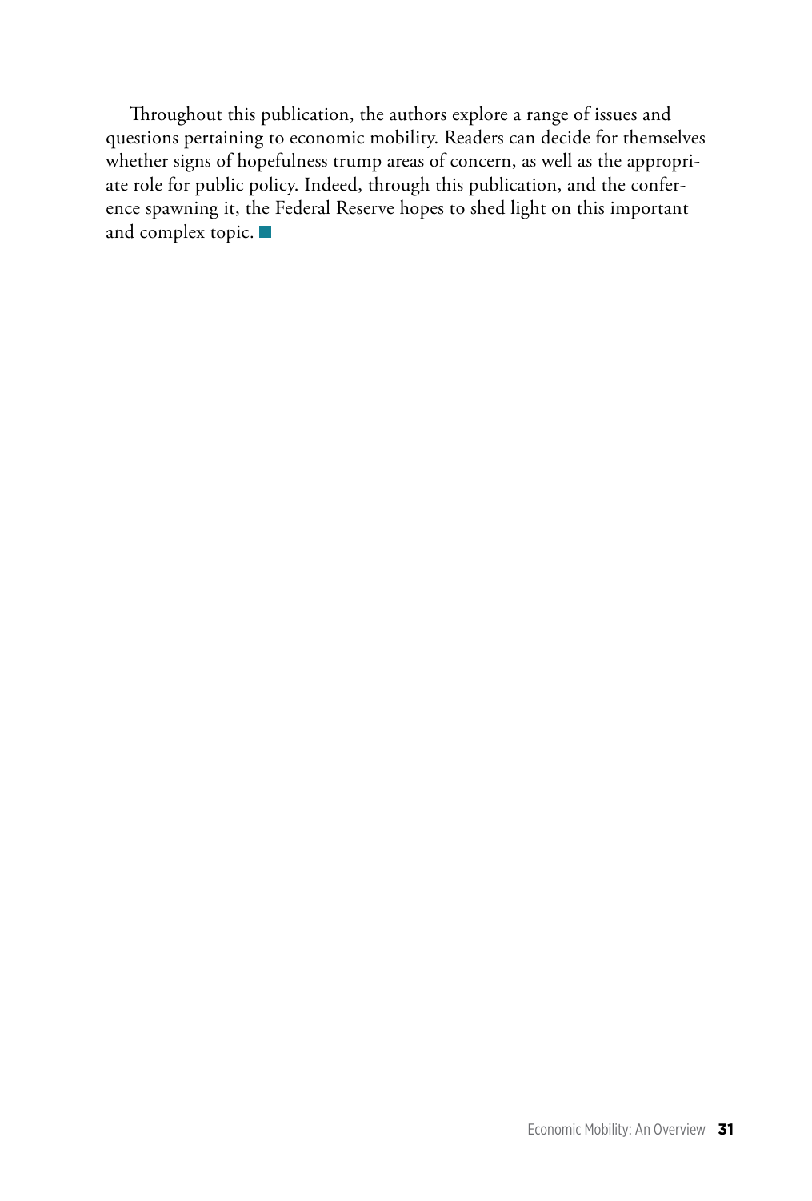Throughout this publication, the authors explore a range of issues and questions pertaining to economic mobility. Readers can decide for themselves whether signs of hopefulness trump areas of concern, as well as the appropriate role for public policy. Indeed, through this publication, and the conference spawning it, the Federal Reserve hopes to shed light on this important and complex topic. ■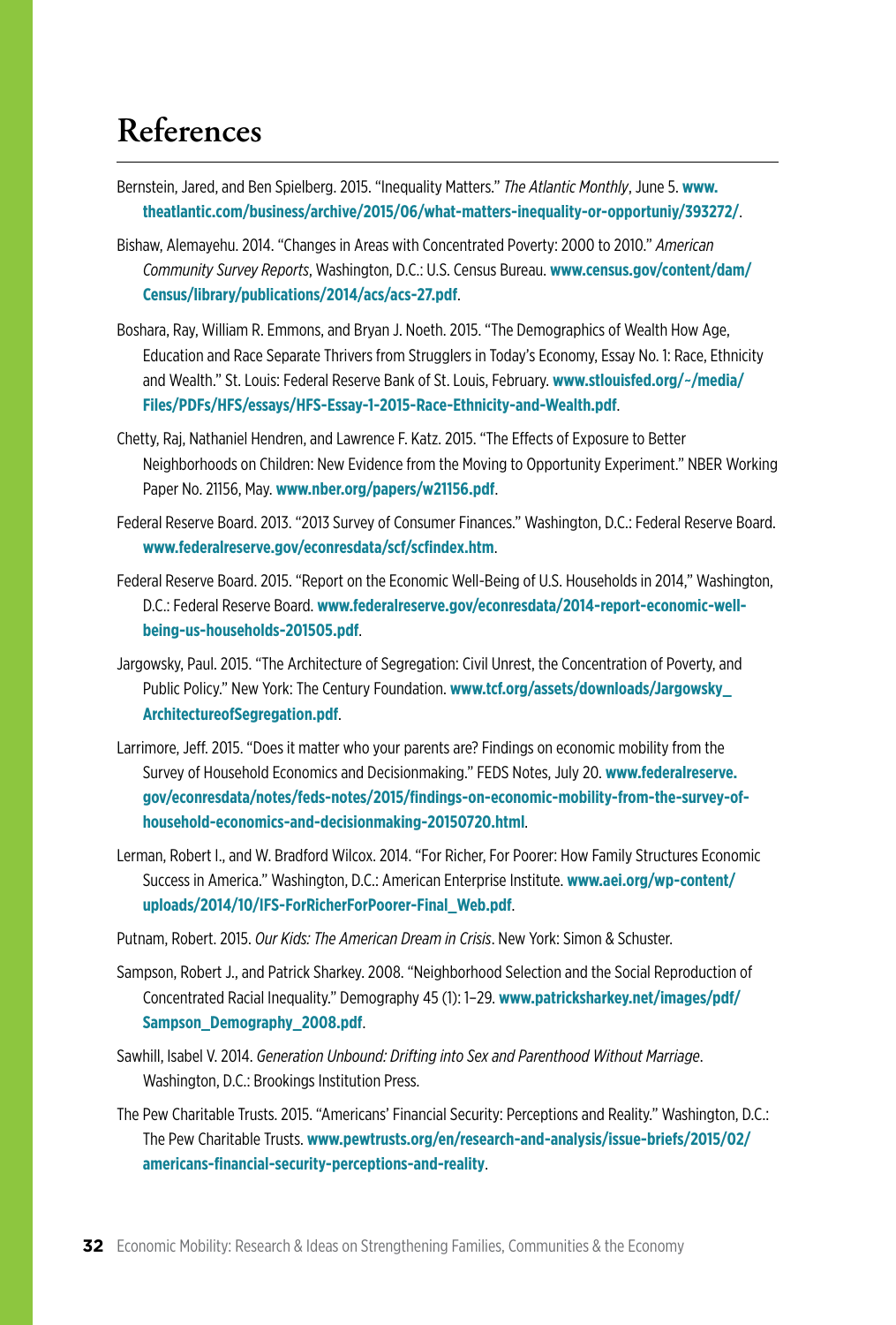# References

Bernstein, Jared, and Ben Spielberg. 2015. "Inequality Matters." *The Atlantic Monthly*, June 5. **www.theatlantic.com/business/archive/2015/06/what-matters-inequality-or-opportuniy/393272/**.

Bishaw, Alemayehu. 2014. "Changes in Areas with Concentrated Poverty: 2000 to 2010." *American Community Survey Reports*, Washington, D.C.: U.S. Census Bureau. **www.census.gov/content/dam/Census/library/publications/2014/acs/acs-27.pdf**.

Boshara, Ray, William R. Emmons, and Bryan J. Noeth. 2015. "The Demographics of Wealth How Age, Education and Race Separate Thrivers from Strugglers in Today's Economy, Essay No. 1: Race, Ethnicity and Wealth." St. Louis: Federal Reserve Bank of St. Louis, February. **www.stlouisfed.org/~/media/Files/PDFs/HFS/essays/HFS-Essay-1-2015-Race-Ethnicity-and-Wealth.pdf**.

Chetty, Raj, Nathaniel Hendren, and Lawrence F. Katz. 2015. "The Effects of Exposure to Better Neighborhoods on Children: New Evidence from the Moving to Opportunity Experiment." NBER Working Paper No. 21156, May. **www.nber.org/papers/w21156.pdf**.

Federal Reserve Board. 2013. "2013 Survey of Consumer Finances." Washington, D.C.: Federal Reserve Board. **www.federalreserve.gov/econresdata/scf/scfindex.htm**.

Federal Reserve Board. 2015. "Report on the Economic Well-Being of U.S. Households in 2014," Washington, D.C.: Federal Reserve Board. **www.federalreserve.gov/econresdata/2014-report-economic-well-being-us-households-201505.pdf**.

Jargowsky, Paul. 2015. "The Architecture of Segregation: Civil Unrest, the Concentration of Poverty, and Public Policy." New York: The Century Foundation. **www.tcf.org/assets/downloads/Jargowsky_ArchitectureofSegregation.pdf**.

Larrimore, Jeff. 2015. "Does it matter who your parents are? Findings on economic mobility from the Survey of Household Economics and Decisionmaking." FEDS Notes, July 20. **www.federalreserve.gov/econresdata/notes/feds-notes/2015/findings-on-economic-mobility-from-the-survey-of-household-economics-and-decisionmaking-20150720.html**.

Lerman, Robert I., and W. Bradford Wilcox. 2014. "For Richer, For Poorer: How Family Structures Economic Success in America." Washington, D.C.: American Enterprise Institute. **www.aei.org/wp-content/uploads/2014/10/IFS-ForRicherForPoorer-Final_Web.pdf**.

Putnam, Robert. 2015. *Our Kids: The American Dream in Crisis*. New York: Simon & Schuster.

Sampson, Robert J., and Patrick Sharkey. 2008. "Neighborhood Selection and the Social Reproduction of Concentrated Racial Inequality." Demography 45 (1): 1–29. **www.patricksharkey.net/images/pdf/Sampson_Demography_2008.pdf**.

Sawhill, Isabel V. 2014. *Generation Unbound: Drifting into Sex and Parenthood Without Marriage*. Washington, D.C.: Brookings Institution Press.

The Pew Charitable Trusts. 2015. "Americans' Financial Security: Perceptions and Reality." Washington, D.C.: The Pew Charitable Trusts. **www.pewtrusts.org/en/research-and-analysis/issue-briefs/2015/02/americans-financial-security-perceptions-and-reality**.